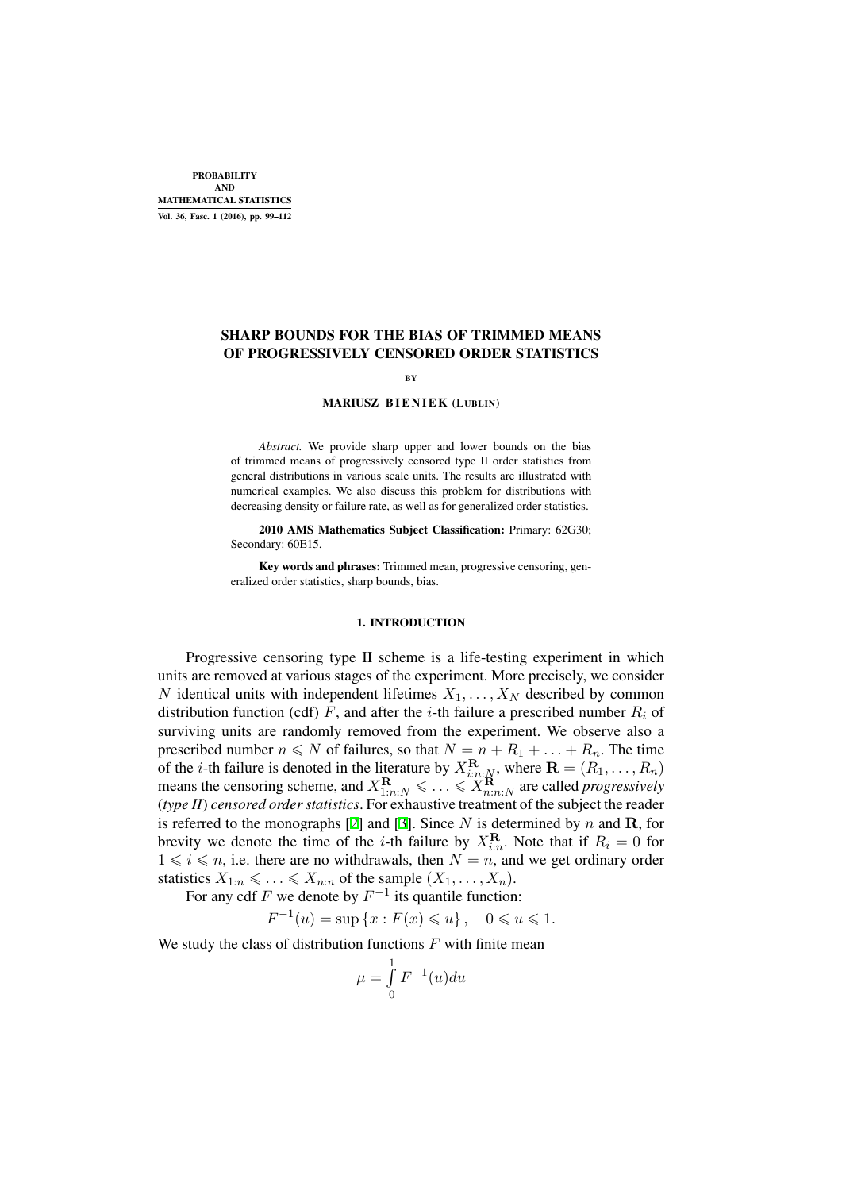# SHARP BOUNDS FOR THE BIAS OF TRIMMED MEANS OF PROGRESSIVELY CENSORED ORDER STATISTICS

BY

**MARIUSZ BIENIEK (LUBLIN)**

*Abstract.* We provide sharp upper and lower bounds on the bias of trimmed means of progressively censored type II order statistics from general distributions in various scale units. The results are illustrated with numerical examples. We also discuss this problem for distributions with decreasing density or failure rate, as well as for generalized order statistics.

**2010 AMS Mathematics Subject Classification:** Primary: 62G30; Secondary: 60E15.

**Key words and phrases:** Trimmed mean, progressive censoring, generalized order statistics, sharp bounds, bias.

## 1. INTRODUCTION

Progressive censoring type II scheme is a life-testing experiment in which units are removed at various stages of the experiment. More precisely, we consider $N$ identical units with independent lifetimes $X_1, \ldots, X_N$ described by common distribution function (cdf) $F$, and after the $i$-th failure a prescribed number $R_i$ of surviving units are randomly removed from the experiment. We observe also a prescribed number $n \leqslant N$ of failures, so that $N = n + R_1 + \ldots + R_n$. The time of the $i$-th failure is denoted in the literature by $X_{i:n:N}^{\mathbf{R}}$, where $\mathbf{R} = (R_1, \ldots, R_n)$ means the censoring scheme, and $X_{1:n:N}^{\mathbf{R}} \leqslant \ldots \leqslant X_{n:n:N}^{\mathbf{R}}$ are called *progressively* (*type II*) *censored order statistics*. For exhaustive treatment of the subject the reader is referred to the monographs [2] and [3]. Since $N$ is determined by $n$ and $\mathbf{R}$, for brevity we denote the time of the $i$-th failure by $X_{i:n}^{\mathbf{R}}$. Note that if $R_i = 0$ for $1 \leqslant i \leqslant n$, i.e. there are no withdrawals, then $N = n$, and we get ordinary order statistics $X_{1:n} \leqslant \ldots \leqslant X_{n:n}$ of the sample $(X_1, \ldots, X_n)$.

For any cdf $F$ we denote by $F^{-1}$ its quantile function:

$$F^{-1}(u) = \sup \{x : F(x) \leqslant u\}, \quad 0 \leqslant u \leqslant 1.$$

We study the class of distribution functions $F$ with finite mean

$$\mu = \int_0^1 F^{-1}(u) du$$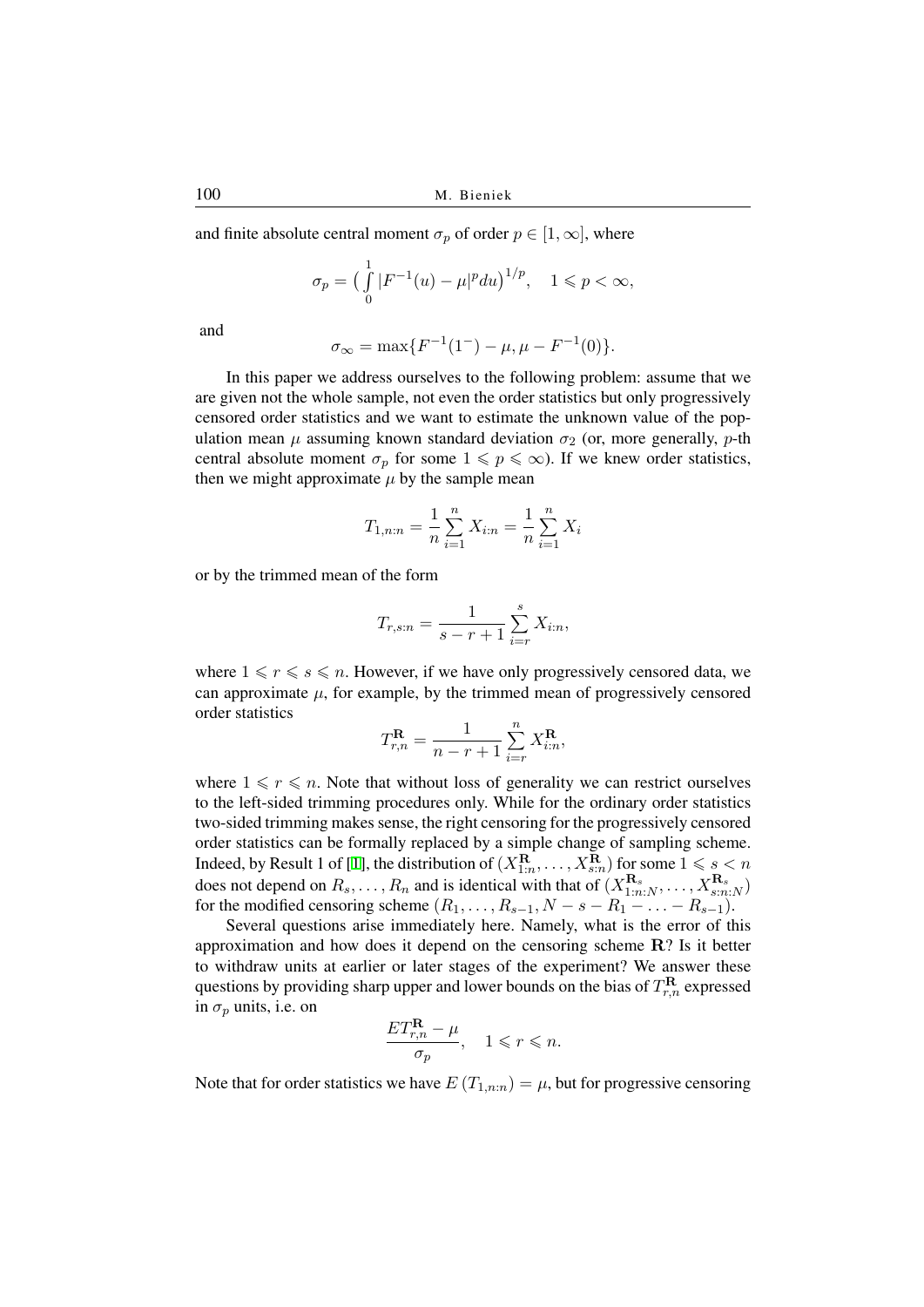and finite absolute central moment $\sigma_p$ of order $p \in [1, \infty]$, where

$$\sigma_p = \Big( \int_0^1 |F^{-1}(u) - \mu|^p du \Big)^{1/p}, \quad 1 \leqslant p < \infty,$$

and

$$\sigma_\infty = \max\{F^{-1}(1^-) - \mu, \mu - F^{-1}(0)\}.$$

In this paper we address ourselves to the following problem: assume that we are given not the whole sample, not even the order statistics but only progressively censored order statistics and we want to estimate the unknown value of the population mean $\mu$ assuming known standard deviation $\sigma_2$ (or, more generally, $p$-th central absolute moment $\sigma_p$ for some $1 \leqslant p \leqslant \infty$). If we knew order statistics, then we might approximate $\mu$ by the sample mean

$$T_{1,n:n} = \frac{1}{n} \sum_{i=1}^{n} X_{i:n} = \frac{1}{n} \sum_{i=1}^{n} X_i$$

or by the trimmed mean of the form

$$T_{r,s:n} = \frac{1}{s-r+1} \sum_{i=r}^{s} X_{i:n},$$

where $1 \leqslant r \leqslant s \leqslant n$. However, if we have only progressively censored data, we can approximate $\mu$, for example, by the trimmed mean of progressively censored order statistics

$$T_{r,n}^{\mathbf{R}} = \frac{1}{n-r+1} \sum_{i=r}^{n} X_{i:n}^{\mathbf{R}},$$

where $1 \leqslant r \leqslant n$. Note that without loss of generality we can restrict ourselves to the left-sided trimming procedures only. While for the ordinary order statistics two-sided trimming makes sense, the right censoring for the progressively censored order statistics can be formally replaced by a simple change of sampling scheme. Indeed, by Result 1 of [1], the distribution of $(X_{1:n}^{\mathbf{R}}, \ldots, X_{s:n}^{\mathbf{R}})$ for some $1 \leqslant s < n$ does not depend on $R_s, \ldots, R_n$ and is identical with that of $(X_{1:n:N}^{\mathbf{R}_s}, \ldots, X_{s:n:N}^{\mathbf{R}_s})$ for the modified censoring scheme $(R_1, \ldots, R_{s-1}, N - s - R_1 - \ldots - R_{s-1})$.

Several questions arise immediately here. Namely, what is the error of this approximation and how does it depend on the censoring scheme $\mathbf{R}$? Is it better to withdraw units at earlier or later stages of the experiment? We answer these questions by providing sharp upper and lower bounds on the bias of $T_{r,n}^{\mathbf{R}}$ expressed in $\sigma_p$ units, i.e. on

$$\frac{ET_{r,n}^{\mathbf{R}} - \mu}{\sigma_p}, \quad 1 \leqslant r \leqslant n.$$

Note that for order statistics we have $E\,(T_{1,n:n}) = \mu$, but for progressive censoring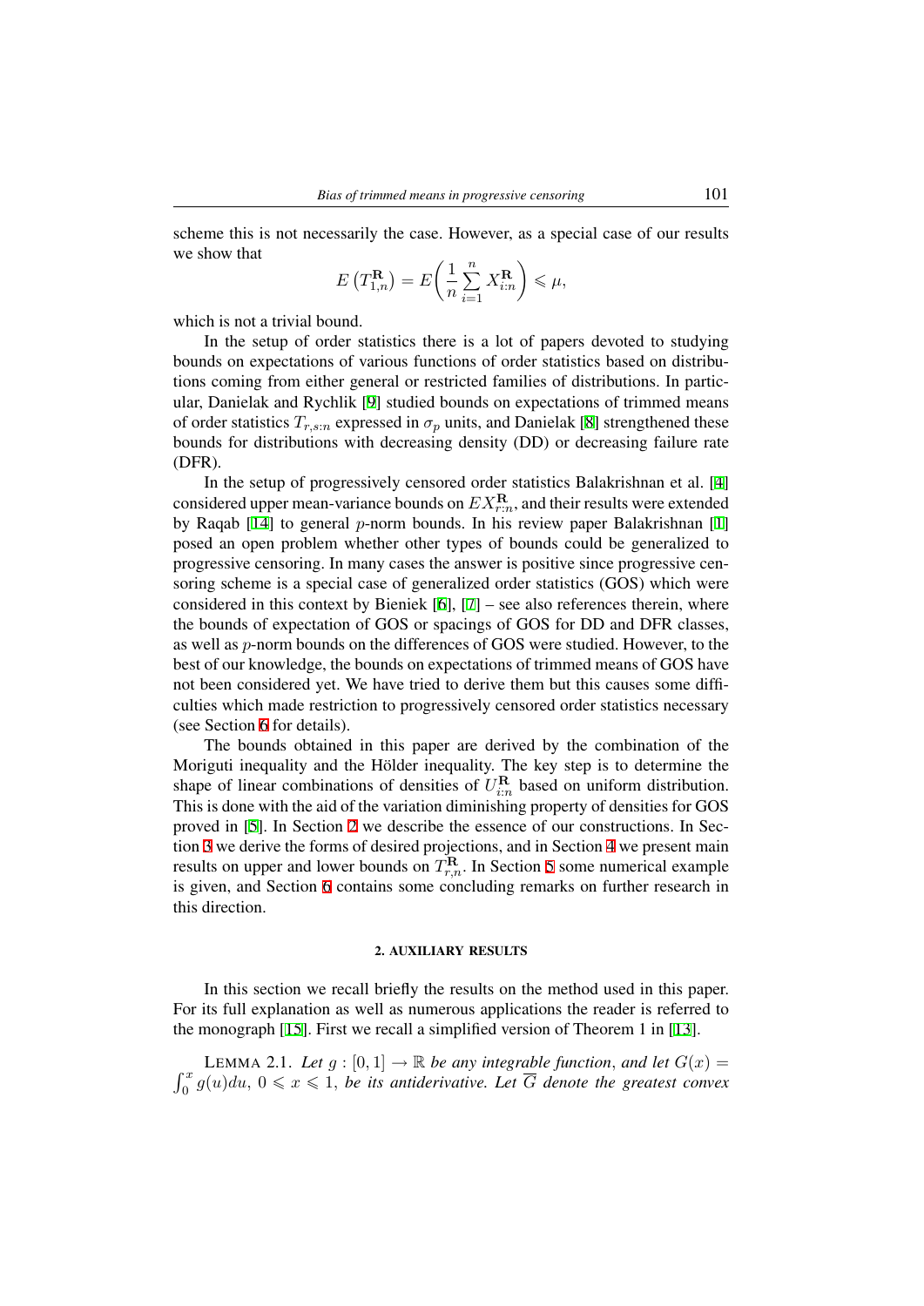scheme this is not necessarily the case. However, as a special case of our results we show that

$$E\left(T_{1,n}^{\mathbf{R}}\right) = E\left(\frac{1}{n}\sum_{i=1}^{n} X_{i:n}^{\mathbf{R}}\right) \leqslant \mu,$$

which is not a trivial bound.

In the setup of order statistics there is a lot of papers devoted to studying bounds on expectations of various functions of order statistics based on distributions coming from either general or restricted families of distributions. In particular, Danielak and Rychlik [9] studied bounds on expectations of trimmed means of order statistics $T_{r,s:n}$ expressed in $\sigma_p$ units, and Danielak [8] strengthened these bounds for distributions with decreasing density (DD) or decreasing failure rate (DFR).

In the setup of progressively censored order statistics Balakrishnan et al. [4] considered upper mean-variance bounds on $EX_{r:n}^{\mathbf{R}}$, and their results were extended by Raqab [14] to general $p$-norm bounds. In his review paper Balakrishnan [1] posed an open problem whether other types of bounds could be generalized to progressive censoring. In many cases the answer is positive since progressive censoring scheme is a special case of generalized order statistics (GOS) which were considered in this context by Bieniek [6], [7] – see also references therein, where the bounds of expectation of GOS or spacings of GOS for DD and DFR classes, as well as $p$-norm bounds on the differences of GOS were studied. However, to the best of our knowledge, the bounds on expectations of trimmed means of GOS have not been considered yet. We have tried to derive them but this causes some difficulties which made restriction to progressively censored order statistics necessary (see Section 6 for details).

The bounds obtained in this paper are derived by the combination of the Moriguti inequality and the Hölder inequality. The key step is to determine the shape of linear combinations of densities of $U_{i:n}^{\mathbf{R}}$ based on uniform distribution. This is done with the aid of the variation diminishing property of densities for GOS proved in [5]. In Section 2 we describe the essence of our constructions. In Section 3 we derive the forms of desired projections, and in Section 4 we present main results on upper and lower bounds on $T_{r,n}^{\mathbf{R}}$. In Section 5 some numerical example is given, and Section 6 contains some concluding remarks on further research in this direction.

## 2. AUXILIARY RESULTS

In this section we recall briefly the results on the method used in this paper. For its full explanation as well as numerous applications the reader is referred to the monograph [15]. First we recall a simplified version of Theorem 1 in [13].

LEMMA 2.1. *Let* $g : [0, 1] \to \mathbb{R}$ *be any integrable function, and let* $G(x) = \int_0^x g(u)du,\ 0 \leqslant x \leqslant 1,$ *be its antiderivative. Let* $\overline{G}$ *denote the greatest convex*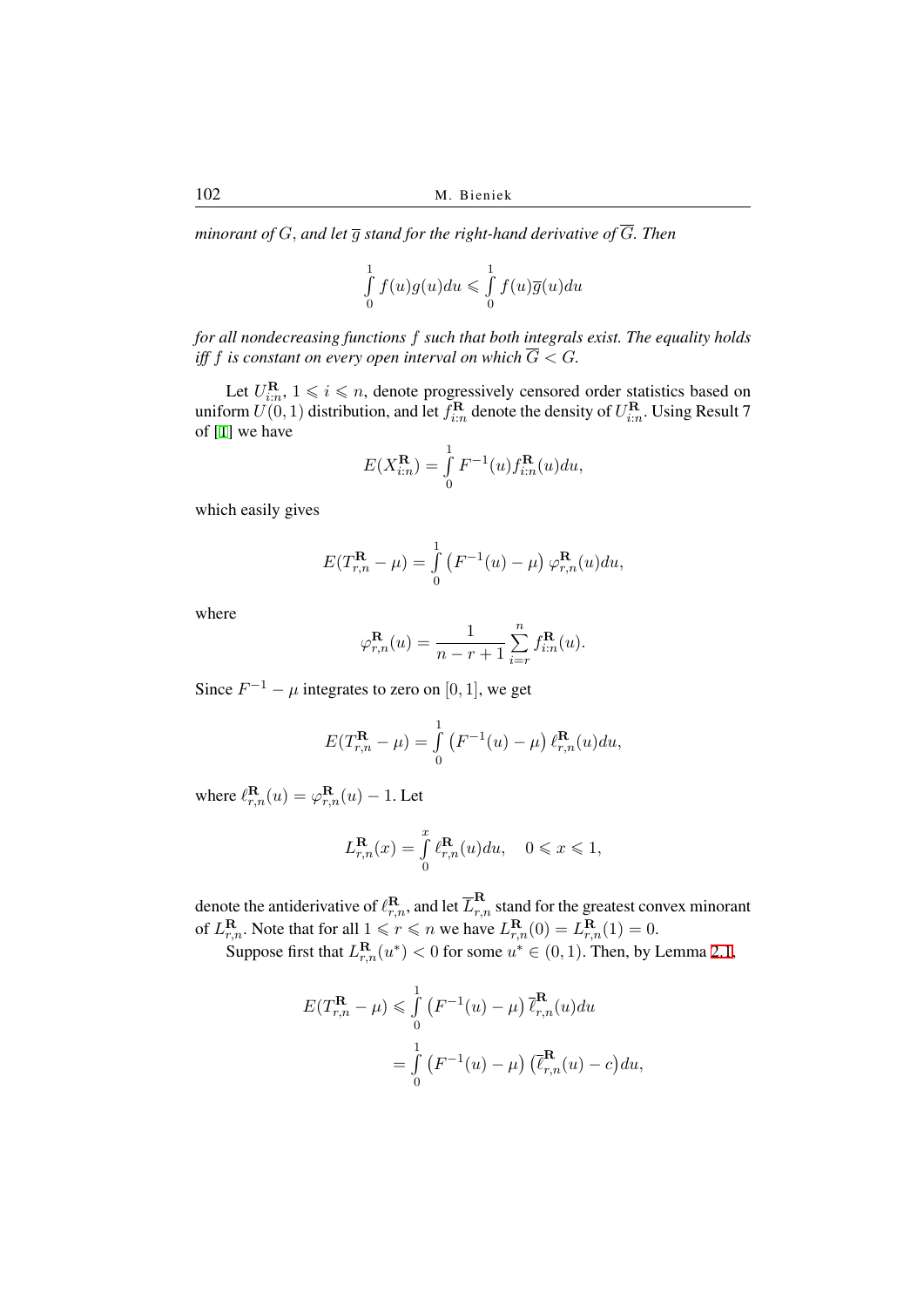*minorant of $G$, and let $\overline{g}$ stand for the right-hand derivative of $\overline{G}$. Then*

$$\int_0^1 f(u)g(u)du \leqslant \int_0^1 f(u)\overline{g}(u)du$$

*for all nondecreasing functions $f$ such that both integrals exist. The equality holds iff $f$ is constant on every open interval on which $\overline{G} < G$.*

Let $U^{\mathbf{R}}_{i:n}$, $1 \leqslant i \leqslant n$, denote progressively censored order statistics based on uniform $U(0,1)$ distribution, and let $f^{\mathbf{R}}_{i:n}$ denote the density of $U^{\mathbf{R}}_{i:n}$. Using Result 7 of [1] we have

$$E(X^{\mathbf{R}}_{i:n}) = \int_0^1 F^{-1}(u) f^{\mathbf{R}}_{i:n}(u)du,$$

which easily gives

$$E(T^{\mathbf{R}}_{r,n} - \mu) = \int_0^1 \left(F^{-1}(u) - \mu\right) \varphi^{\mathbf{R}}_{r,n}(u)du,$$

where

$$\varphi^{\mathbf{R}}_{r,n}(u) = \frac{1}{n-r+1} \sum_{i=r}^{n} f^{\mathbf{R}}_{i:n}(u).$$

Since $F^{-1} - \mu$ integrates to zero on $[0,1]$, we get

$$E(T^{\mathbf{R}}_{r,n} - \mu) = \int_0^1 \left(F^{-1}(u) - \mu\right) \ell^{\mathbf{R}}_{r,n}(u)du,$$

where $\ell^{\mathbf{R}}_{r,n}(u) = \varphi^{\mathbf{R}}_{r,n}(u) - 1$. Let

$$L^{\mathbf{R}}_{r,n}(x) = \int_0^x \ell^{\mathbf{R}}_{r,n}(u)du, \quad 0 \leqslant x \leqslant 1,$$

denote the antiderivative of $\ell^{\mathbf{R}}_{r,n}$, and let $\overline{L}^{\mathbf{R}}_{r,n}$ stand for the greatest convex minorant of $L^{\mathbf{R}}_{r,n}$. Note that for all $1 \leqslant r \leqslant n$ we have $L^{\mathbf{R}}_{r,n}(0) = L^{\mathbf{R}}_{r,n}(1) = 0$.

Suppose first that $L^{\mathbf{R}}_{r,n}(u^*) < 0$ for some $u^* \in (0,1)$. Then, by Lemma 2.1,

$$\begin{aligned}
E(T^{\mathbf{R}}_{r,n} - \mu) &\leqslant \int_0^1 \left(F^{-1}(u) - \mu\right) \overline{\ell}^{\mathbf{R}}_{r,n}(u)du \\
&= \int_0^1 \left(F^{-1}(u) - \mu\right) \left(\overline{\ell}^{\mathbf{R}}_{r,n}(u) - c\right)du,
\end{aligned}$$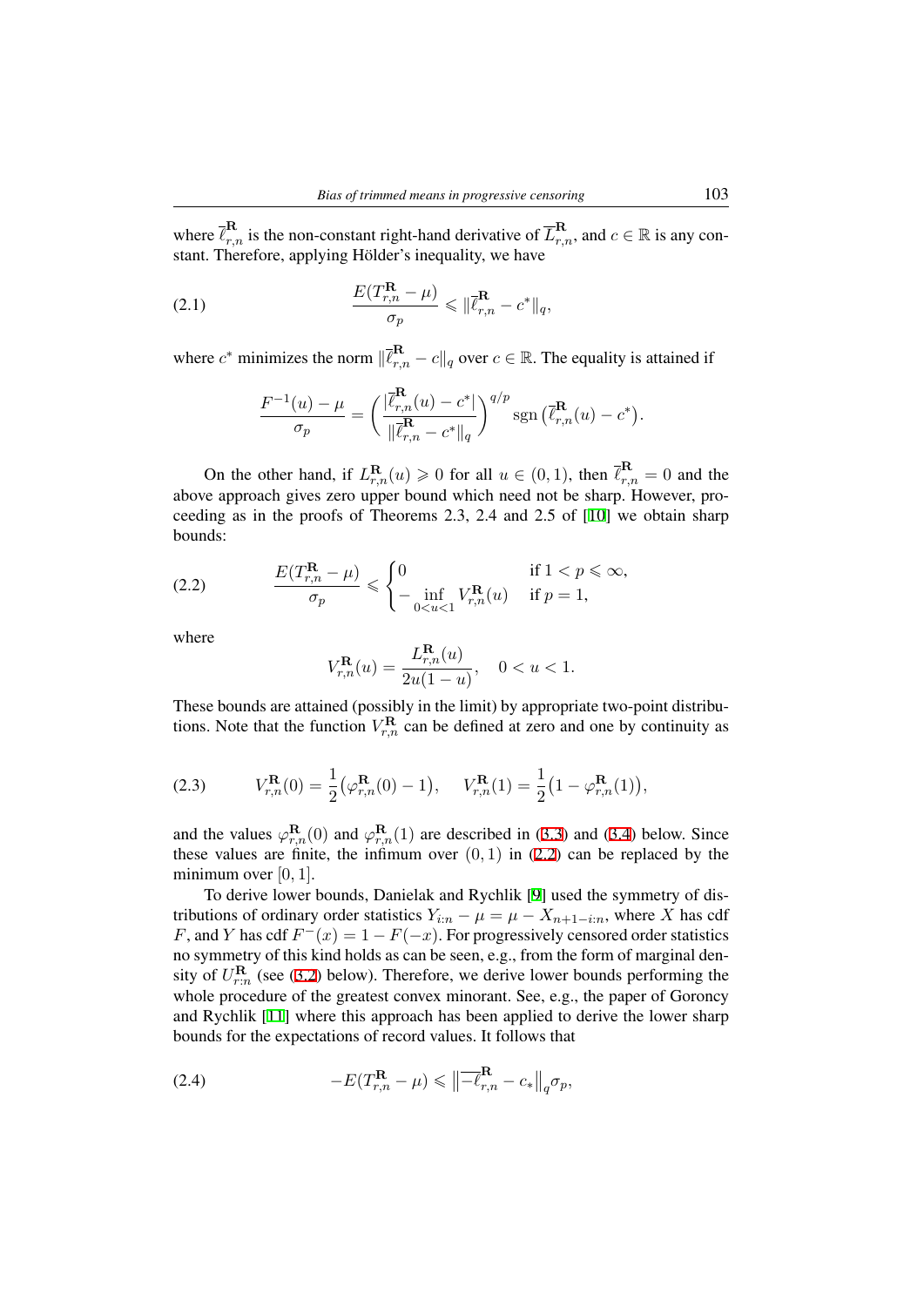where $\overline{\ell}_{r,n}^{\mathbf{R}}$ is the non-constant right-hand derivative of $\overline{L}_{r,n}^{\mathbf{R}}$, and $c \in \mathbb{R}$ is any constant. Therefore, applying Hölder's inequality, we have

$$\frac{E(T_{r,n}^{\mathbf{R}} - \mu)}{\sigma_p} \leqslant \|\overline{\ell}_{r,n}^{\mathbf{R}} - c^*\|_q, \tag{2.1}$$

where $c^*$ minimizes the norm $\|\overline{\ell}_{r,n}^{\mathbf{R}} - c\|_q$ over $c \in \mathbb{R}$. The equality is attained if

$$\frac{F^{-1}(u) - \mu}{\sigma_p} = \left( \frac{|\overline{\ell}_{r,n}^{\mathbf{R}}(u) - c^*|}{\|\overline{\ell}_{r,n}^{\mathbf{R}} - c^*\|_q} \right)^{q/p} \operatorname{sgn}\left(\overline{\ell}_{r,n}^{\mathbf{R}}(u) - c^*\right).$$

On the other hand, if $L_{r,n}^{\mathbf{R}}(u) \geqslant 0$ for all $u \in (0,1)$, then $\overline{\ell}_{r,n}^{\mathbf{R}} = 0$ and the above approach gives zero upper bound which need not be sharp. However, proceeding as in the proofs of Theorems 2.3, 2.4 and 2.5 of [10] we obtain sharp bounds:

$$\frac{E(T_{r,n}^{\mathbf{R}} - \mu)}{\sigma_p} \leqslant \begin{cases} 0 & \text{if } 1 < p \leqslant \infty, \\ -\inf\limits_{0<u<1} V_{r,n}^{\mathbf{R}}(u) & \text{if } p = 1, \end{cases} \tag{2.2}$$

where

$$V_{r,n}^{\mathbf{R}}(u) = \frac{L_{r,n}^{\mathbf{R}}(u)}{2u(1-u)}, \quad 0 < u < 1.$$

These bounds are attained (possibly in the limit) by appropriate two-point distributions. Note that the function $V_{r,n}^{\mathbf{R}}$ can be defined at zero and one by continuity as

$$V_{r,n}^{\mathbf{R}}(0) = \frac{1}{2}\left(\varphi_{r,n}^{\mathbf{R}}(0) - 1\right), \quad V_{r,n}^{\mathbf{R}}(1) = \frac{1}{2}\left(1 - \varphi_{r,n}^{\mathbf{R}}(1)\right), \tag{2.3}$$

and the values $\varphi_{r,n}^{\mathbf{R}}(0)$ and $\varphi_{r,n}^{\mathbf{R}}(1)$ are described in (3.3) and (3.4) below. Since these values are finite, the infimum over $(0,1)$ in (2.2) can be replaced by the minimum over $[0,1]$.

To derive lower bounds, Danielak and Rychlik [9] used the symmetry of distributions of ordinary order statistics $Y_{i:n} - \mu = \mu - X_{n+1-i:n}$, where $X$ has cdf $F$, and $Y$ has cdf $F^-(x) = 1 - F(-x)$. For progressively censored order statistics no symmetry of this kind holds as can be seen, e.g., from the form of marginal density of $U_{r:n}^{\mathbf{R}}$ (see (3.2) below). Therefore, we derive lower bounds performing the whole procedure of the greatest convex minorant. See, e.g., the paper of Goroncy and Rychlik [11] where this approach has been applied to derive the lower sharp bounds for the expectations of record values. It follows that

$$-E(T_{r,n}^{\mathbf{R}} - \mu) \leqslant \left\|\overline{-\ell}_{r,n}^{\mathbf{R}} - c_*\right\|_q \sigma_p, \tag{2.4}$$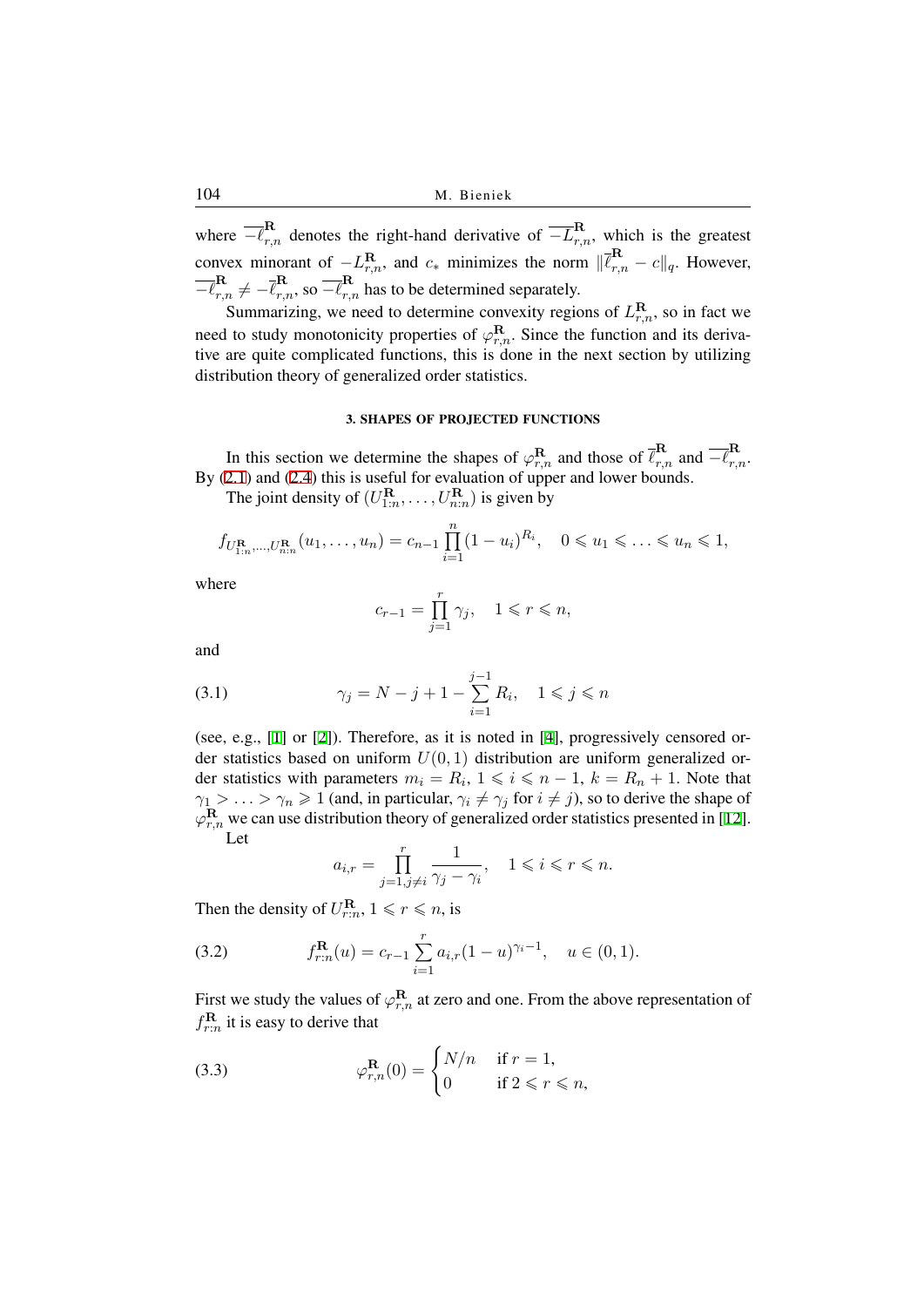where $\overline{-\ell}^{\mathbf{R}}_{r,n}$ denotes the right-hand derivative of $\overline{-L}^{\mathbf{R}}_{r,n}$, which is the greatest convex minorant of $-L^{\mathbf{R}}_{r,n}$, and $c_*$ minimizes the norm $\|\overline{\ell}^{\mathbf{R}}_{r,n} - c\|_q$. However, $\overline{-\ell}^{\mathbf{R}}_{r,n} \neq -\overline{\ell}^{\mathbf{R}}_{r,n}$, so $\overline{-\ell}^{\mathbf{R}}_{r,n}$ has to be determined separately.

Summarizing, we need to determine convexity regions of $L^{\mathbf{R}}_{r,n}$, so in fact we need to study monotonicity properties of $\varphi^{\mathbf{R}}_{r,n}$. Since the function and its derivative are quite complicated functions, this is done in the next section by utilizing distribution theory of generalized order statistics.

### 3. SHAPES OF PROJECTED FUNCTIONS

In this section we determine the shapes of $\varphi^{\mathbf{R}}_{r,n}$ and those of $\overline{\ell}^{\mathbf{R}}_{r,n}$ and $\overline{-\ell}^{\mathbf{R}}_{r,n}$. By (2.1) and (2.4) this is useful for evaluation of upper and lower bounds.

The joint density of $(U^{\mathbf{R}}_{1:n}, \ldots, U^{\mathbf{R}}_{n:n})$ is given by

$$f_{U^{\mathbf{R}}_{1:n},\ldots,U^{\mathbf{R}}_{n:n}}(u_1,\ldots,u_n) = c_{n-1}\prod_{i=1}^{n}(1-u_i)^{R_i}, \quad 0 \leqslant u_1 \leqslant \ldots \leqslant u_n \leqslant 1,$$

where

$$c_{r-1} = \prod_{j=1}^{r}\gamma_j, \quad 1 \leqslant r \leqslant n,$$

and

$$\gamma_j = N - j + 1 - \sum_{i=1}^{j-1} R_i, \quad 1 \leqslant j \leqslant n \tag{3.1}$$

(see, e.g., [1] or [2]). Therefore, as it is noted in [4], progressively censored order statistics based on uniform $U(0,1)$ distribution are uniform generalized order statistics with parameters $m_i = R_i$, $1 \leqslant i \leqslant n-1$, $k = R_n + 1$. Note that $\gamma_1 > \ldots > \gamma_n \geqslant 1$ (and, in particular, $\gamma_i \neq \gamma_j$ for $i \neq j$), so to derive the shape of $\varphi^{\mathbf{R}}_{r,n}$ we can use distribution theory of generalized order statistics presented in [12].

Let

$$a_{i,r} = \prod_{j=1, j\neq i}^{r} \frac{1}{\gamma_j - \gamma_i}, \quad 1 \leqslant i \leqslant r \leqslant n.$$

Then the density of $U^{\mathbf{R}}_{r:n}$, $1 \leqslant r \leqslant n$, is

$$f^{\mathbf{R}}_{r:n}(u) = c_{r-1}\sum_{i=1}^{r} a_{i,r}(1-u)^{\gamma_i - 1}, \quad u \in (0,1). \tag{3.2}$$

First we study the values of $\varphi^{\mathbf{R}}_{r,n}$ at zero and one. From the above representation of $f^{\mathbf{R}}_{r:n}$ it is easy to derive that

$$\varphi^{\mathbf{R}}_{r,n}(0) = \begin{cases} N/n & \text{if } r = 1, \\ 0 & \text{if } 2 \leqslant r \leqslant n, \end{cases} \tag{3.3}$$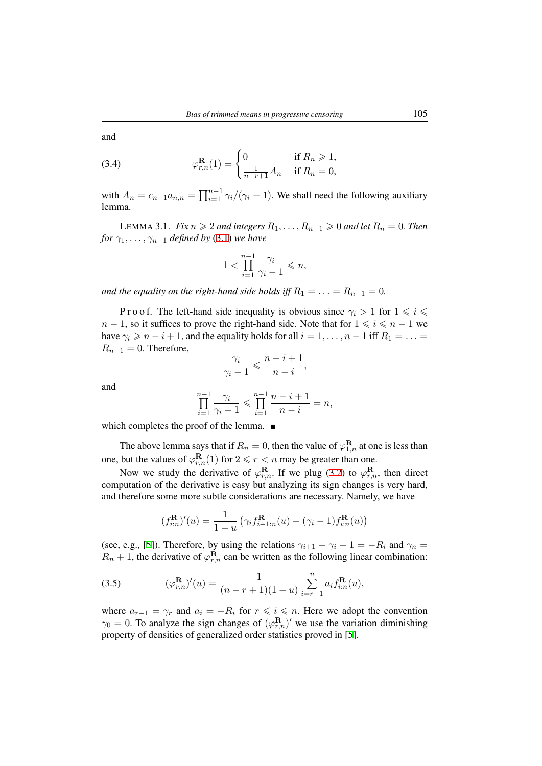and

$$\varphi_{r,n}^{\mathbf{R}}(1) = \begin{cases} 0 & \text{if } R_n \geqslant 1, \\ \frac{1}{n-r+1} A_n & \text{if } R_n = 0, \end{cases} \tag{3.4}$$

with $A_n = c_{n-1} a_{n,n} = \prod_{i=1}^{n-1} \gamma_i/(\gamma_i - 1)$. We shall need the following auxiliary lemma.

LEMMA 3.1. *Fix $n \geqslant 2$ and integers $R_1, \ldots, R_{n-1} \geqslant 0$ and let $R_n = 0$. Then for $\gamma_1, \ldots, \gamma_{n-1}$ defined by* (3.1) *we have*

$$1 < \prod_{i=1}^{n-1} \frac{\gamma_i}{\gamma_i - 1} \leqslant n,$$

*and the equality on the right-hand side holds iff $R_1 = \ldots = R_{n-1} = 0$.*

Proof. The left-hand side inequality is obvious since $\gamma_i > 1$ for $1 \leqslant i \leqslant n-1$, so it suffices to prove the right-hand side. Note that for $1 \leqslant i \leqslant n-1$ we have $\gamma_i \geqslant n - i + 1$, and the equality holds for all $i = 1, \ldots, n-1$ iff $R_1 = \ldots = R_{n-1} = 0$. Therefore,

$$\frac{\gamma_i}{\gamma_i - 1} \leqslant \frac{n-i+1}{n-i},$$

and

$$\prod_{i=1}^{n-1} \frac{\gamma_i}{\gamma_i - 1} \leqslant \prod_{i=1}^{n-1} \frac{n-i+1}{n-i} = n,$$

which completes the proof of the lemma. ∎

The above lemma says that if $R_n = 0$, then the value of $\varphi_{1,n}^{\mathbf{R}}$ at one is less than one, but the values of $\varphi_{r,n}^{\mathbf{R}}(1)$ for $2 \leqslant r < n$ may be greater than one.

Now we study the derivative of $\varphi_{r,n}^{\mathbf{R}}$. If we plug (3.2) to $\varphi_{r,n}^{\mathbf{R}}$, then direct computation of the derivative is easy but analyzing its sign changes is very hard, and therefore some more subtle considerations are necessary. Namely, we have

$$(f_{i:n}^{\mathbf{R}})'(u) = \frac{1}{1-u} \left( \gamma_i f_{i-1:n}^{\mathbf{R}}(u) - (\gamma_i - 1) f_{i:n}^{\mathbf{R}}(u) \right)$$

(see, e.g., [5]). Therefore, by using the relations $\gamma_{i+1} - \gamma_i + 1 = -R_i$ and $\gamma_n = R_n + 1$, the derivative of $\varphi_{r,n}^{\mathbf{R}}$ can be written as the following linear combination:

$$(\varphi_{r,n}^{\mathbf{R}})'(u) = \frac{1}{(n-r+1)(1-u)} \sum_{i=r-1}^{n} a_i f_{i:n}^{\mathbf{R}}(u), \tag{3.5}$$

where $a_{r-1} = \gamma_r$ and $a_i = -R_i$ for $r \leqslant i \leqslant n$. Here we adopt the convention $\gamma_0 = 0$. To analyze the sign changes of $(\varphi_{r,n}^{\mathbf{R}})'$ we use the variation diminishing property of densities of generalized order statistics proved in [5].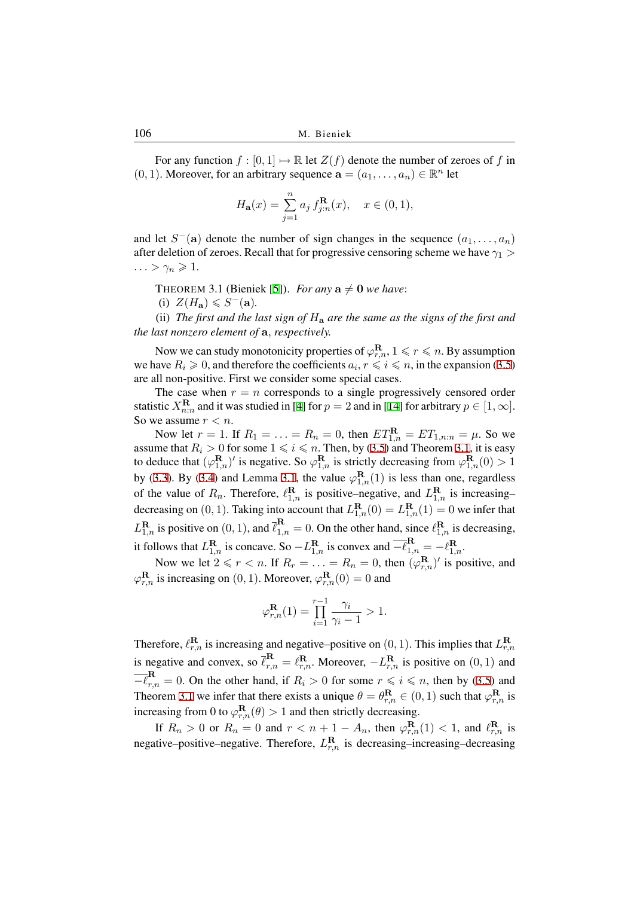For any function $f : [0, 1] \mapsto \mathbb{R}$ let $Z(f)$ denote the number of zeroes of $f$ in $(0, 1)$. Moreover, for an arbitrary sequence $\mathbf{a} = (a_1, \ldots, a_n) \in \mathbb{R}^n$ let

$$H_{\mathbf{a}}(x) = \sum_{j=1}^{n} a_j \, f^{\mathbf{R}}_{j:n}(x), \quad x \in (0, 1),$$

and let $S^-(\mathbf{a})$ denote the number of sign changes in the sequence $(a_1, \ldots, a_n)$ after deletion of zeroes. Recall that for progressive censoring scheme we have $\gamma_1 > \ldots > \gamma_n \geqslant 1$.

THEOREM 3.1 (Bieniek [5]). *For any* $\mathbf{a} \neq \mathbf{0}$ *we have*:

(i) $Z(H_{\mathbf{a}}) \leqslant S^-(\mathbf{a})$.

(ii) *The first and the last sign of* $H_{\mathbf{a}}$ *are the same as the signs of the first and the last nonzero element of* $\mathbf{a}$, *respectively.*

Now we can study monotonicity properties of $\varphi^{\mathbf{R}}_{r,n}$, $1 \leqslant r \leqslant n$. By assumption we have $R_i \geqslant 0$, and therefore the coefficients $a_i$, $r \leqslant i \leqslant n$, in the expansion (3.5) are all non-positive. First we consider some special cases.

The case when $r = n$ corresponds to a single progressively censored order statistic $X^{\mathbf{R}}_{n:n}$ and it was studied in [4] for $p = 2$ and in [14] for arbitrary $p \in [1, \infty]$. So we assume $r < n$.

Now let $r = 1$. If $R_1 = \ldots = R_n = 0$, then $ET^{\mathbf{R}}_{1,n} = ET_{1,n:n} = \mu$. So we assume that $R_i > 0$ for some $1 \leqslant i \leqslant n$. Then, by (3.5) and Theorem 3.1, it is easy to deduce that $(\varphi^{\mathbf{R}}_{1,n})'$ is negative. So $\varphi^{\mathbf{R}}_{1,n}$ is strictly decreasing from $\varphi^{\mathbf{R}}_{1,n}(0) > 1$ by (3.3). By (3.4) and Lemma 3.1, the value $\varphi^{\mathbf{R}}_{1,n}(1)$ is less than one, regardless of the value of $R_n$. Therefore, $\ell^{\mathbf{R}}_{1,n}$ is positive–negative, and $L^{\mathbf{R}}_{1,n}$ is increasing–decreasing on $(0, 1)$. Taking into account that $L^{\mathbf{R}}_{1,n}(0) = L^{\mathbf{R}}_{1,n}(1) = 0$ we infer that $L^{\mathbf{R}}_{1,n}$ is positive on $(0, 1)$, and $\overline{\ell}^{\mathbf{R}}_{1,n} = 0$. On the other hand, since $\ell^{\mathbf{R}}_{1,n}$ is decreasing, it follows that $L^{\mathbf{R}}_{1,n}$ is concave. So $-L^{\mathbf{R}}_{1,n}$ is convex and $\overline{-\ell}^{\mathbf{R}}_{1,n} = -\ell^{\mathbf{R}}_{1,n}$.

Now we let $2 \leqslant r < n$. If $R_r = \ldots = R_n = 0$, then $(\varphi^{\mathbf{R}}_{r,n})'$ is positive, and $\varphi^{\mathbf{R}}_{r,n}$ is increasing on $(0, 1)$. Moreover, $\varphi^{\mathbf{R}}_{r,n}(0) = 0$ and

$$\varphi^{\mathbf{R}}_{r,n}(1) = \prod_{i=1}^{r-1} \frac{\gamma_i}{\gamma_i - 1} > 1.$$

Therefore, $\ell^{\mathbf{R}}_{r,n}$ is increasing and negative–positive on $(0, 1)$. This implies that $L^{\mathbf{R}}_{r,n}$ is negative and convex, so $\overline{\ell}^{\mathbf{R}}_{r,n} = \ell^{\mathbf{R}}_{r,n}$. Moreover, $-L^{\mathbf{R}}_{r,n}$ is positive on $(0, 1)$ and $\overline{-\ell}^{\mathbf{R}}_{r,n} = 0$. On the other hand, if $R_i > 0$ for some $r \leqslant i \leqslant n$, then by (3.5) and Theorem 3.1 we infer that there exists a unique $\theta = \theta^{\mathbf{R}}_{r,n} \in (0, 1)$ such that $\varphi^{\mathbf{R}}_{r,n}$ is increasing from 0 to $\varphi^{\mathbf{R}}_{r,n}(\theta) > 1$ and then strictly decreasing.

If $R_n > 0$ or $R_n = 0$ and $r < n + 1 - A_n$, then $\varphi^{\mathbf{R}}_{r,n}(1) < 1$, and $\ell^{\mathbf{R}}_{r,n}$ is negative–positive–negative. Therefore, $L^{\mathbf{R}}_{r,n}$ is decreasing–increasing–decreasing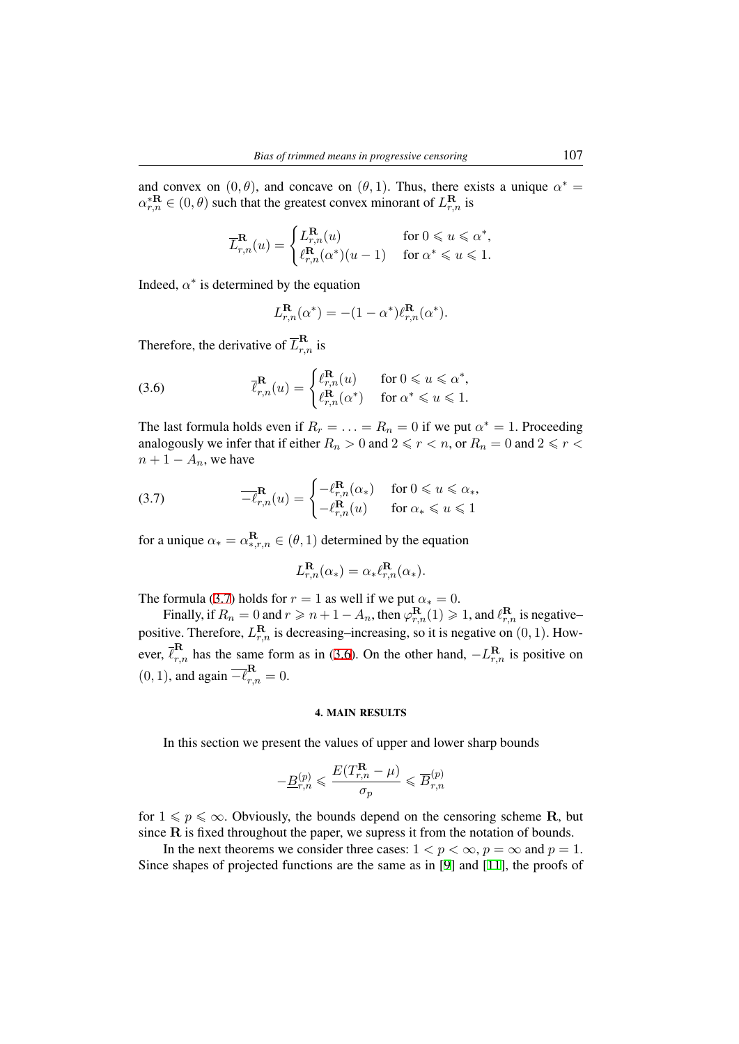and convex on $(0, \theta)$, and concave on $(\theta, 1)$. Thus, there exists a unique $\alpha^* = \alpha^{*\mathbf{R}}_{r,n} \in (0, \theta)$ such that the greatest convex minorant of $L^{\mathbf{R}}_{r,n}$ is

$$\overline{L}^{\mathbf{R}}_{r,n}(u) = \begin{cases} L^{\mathbf{R}}_{r,n}(u) & \text{for } 0 \leqslant u \leqslant \alpha^*, \\ \ell^{\mathbf{R}}_{r,n}(\alpha^*)(u-1) & \text{for } \alpha^* \leqslant u \leqslant 1. \end{cases}$$

Indeed, $\alpha^*$ is determined by the equation

$$L^{\mathbf{R}}_{r,n}(\alpha^*) = -(1-\alpha^*)\ell^{\mathbf{R}}_{r,n}(\alpha^*).$$

Therefore, the derivative of $\overline{L}^{\mathbf{R}}_{r,n}$ is

$$\overline{\ell}^{\mathbf{R}}_{r,n}(u) = \begin{cases} \ell^{\mathbf{R}}_{r,n}(u) & \text{for } 0 \leqslant u \leqslant \alpha^*, \\ \ell^{\mathbf{R}}_{r,n}(\alpha^*) & \text{for } \alpha^* \leqslant u \leqslant 1. \end{cases} \tag{3.6}$$

The last formula holds even if $R_r = \ldots = R_n = 0$ if we put $\alpha^* = 1$. Proceeding analogously we infer that if either $R_n > 0$ and $2 \leqslant r < n$, or $R_n = 0$ and $2 \leqslant r < n + 1 - A_n$, we have

$$\overline{-\ell}^{\mathbf{R}}_{r,n}(u) = \begin{cases} -\ell^{\mathbf{R}}_{r,n}(\alpha_*) & \text{for } 0 \leqslant u \leqslant \alpha_*, \\ -\ell^{\mathbf{R}}_{r,n}(u) & \text{for } \alpha_* \leqslant u \leqslant 1 \end{cases} \tag{3.7}$$

for a unique $\alpha_* = \alpha^{\mathbf{R}}_{*,r,n} \in (\theta, 1)$ determined by the equation

$$L^{\mathbf{R}}_{r,n}(\alpha_*) = \alpha_* \ell^{\mathbf{R}}_{r,n}(\alpha_*).$$

The formula (3.7) holds for $r = 1$ as well if we put $\alpha_* = 0$.

Finally, if $R_n = 0$ and $r \geqslant n + 1 - A_n$, then $\varphi^{\mathbf{R}}_{r,n}(1) \geqslant 1$, and $\ell^{\mathbf{R}}_{r,n}$ is negative–positive. Therefore, $L^{\mathbf{R}}_{r,n}$ is decreasing–increasing, so it is negative on $(0, 1)$. However, $\overline{\ell}^{\mathbf{R}}_{r,n}$ has the same form as in (3.6). On the other hand, $-L^{\mathbf{R}}_{r,n}$ is positive on $(0, 1)$, and again $\overline{-\ell}^{\mathbf{R}}_{r,n} = 0$.

## 4. MAIN RESULTS

In this section we present the values of upper and lower sharp bounds

$$-\underline{B}^{(p)}_{r,n} \leqslant \frac{E(T^{\mathbf{R}}_{r,n} - \mu)}{\sigma_p} \leqslant \overline{B}^{(p)}_{r,n}$$

for $1 \leqslant p \leqslant \infty$. Obviously, the bounds depend on the censoring scheme $\mathbf{R}$, but since $\mathbf{R}$ is fixed throughout the paper, we supress it from the notation of bounds.

In the next theorems we consider three cases: $1 < p < \infty$, $p = \infty$ and $p = 1$. Since shapes of projected functions are the same as in [9] and [11], the proofs of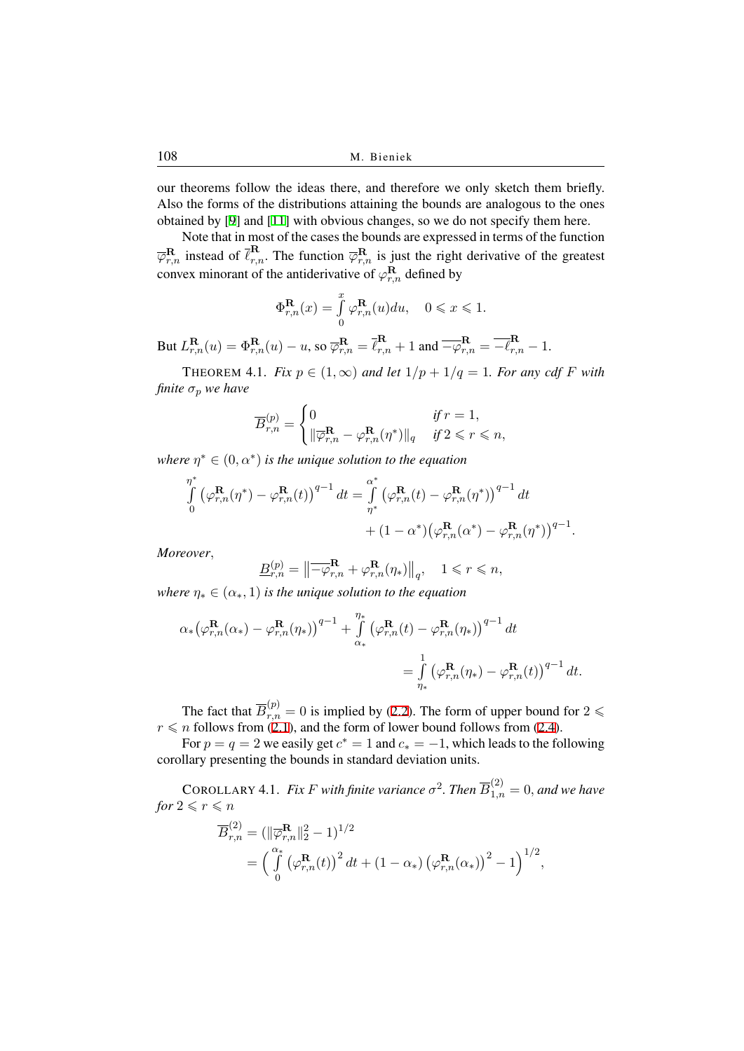our theorems follow the ideas there, and therefore we only sketch them briefly. Also the forms of the distributions attaining the bounds are analogous to the ones obtained by [9] and [11] with obvious changes, so we do not specify them here.

Note that in most of the cases the bounds are expressed in terms of the function $\overline{\varphi}^{\mathbf{R}}_{r,n}$ instead of $\overline{\ell}^{\mathbf{R}}_{r,n}$. The function $\overline{\varphi}^{\mathbf{R}}_{r,n}$ is just the right derivative of the greatest convex minorant of the antiderivative of $\varphi^{\mathbf{R}}_{r,n}$ defined by

$$\Phi^{\mathbf{R}}_{r,n}(x) = \int_0^x \varphi^{\mathbf{R}}_{r,n}(u)du, \quad 0 \leqslant x \leqslant 1.$$

But $L^{\mathbf{R}}_{r,n}(u) = \Phi^{\mathbf{R}}_{r,n}(u) - u$, so $\overline{\varphi}^{\mathbf{R}}_{r,n} = \overline{\ell}^{\mathbf{R}}_{r,n} + 1$ and $\overline{-\varphi}^{\mathbf{R}}_{r,n} = \overline{-\ell}^{\mathbf{R}}_{r,n} - 1$.

THEOREM 4.1. *Fix $p \in (1, \infty)$ and let $1/p + 1/q = 1$. For any cdf $F$ with finite $\sigma_p$ we have*

$$\overline{B}^{(p)}_{r,n} = \begin{cases} 0 & \text{if } r = 1, \\ \|\overline{\varphi}^{\mathbf{R}}_{r,n} - \varphi^{\mathbf{R}}_{r,n}(\eta^*)\|_q & \text{if } 2 \leqslant r \leqslant n, \end{cases}$$

*where $\eta^* \in (0, \alpha^*)$ is the unique solution to the equation*

$$\int_0^{\eta^*} \left(\varphi^{\mathbf{R}}_{r,n}(\eta^*) - \varphi^{\mathbf{R}}_{r,n}(t)\right)^{q-1} dt = \int_{\eta^*}^{\alpha^*} \left(\varphi^{\mathbf{R}}_{r,n}(t) - \varphi^{\mathbf{R}}_{r,n}(\eta^*)\right)^{q-1} dt + (1 - \alpha^*)\left(\varphi^{\mathbf{R}}_{r,n}(\alpha^*) - \varphi^{\mathbf{R}}_{r,n}(\eta^*)\right)^{q-1}.$$

*Moreover,*

$$\underline{B}^{(p)}_{r,n} = \left\|\overline{-\varphi}^{\mathbf{R}}_{r,n} + \varphi^{\mathbf{R}}_{r,n}(\eta_*)\right\|_q, \quad 1 \leqslant r \leqslant n,$$

*where $\eta_* \in (\alpha_*, 1)$ is the unique solution to the equation*

$$\alpha_*\left(\varphi^{\mathbf{R}}_{r,n}(\alpha_*) - \varphi^{\mathbf{R}}_{r,n}(\eta_*)\right)^{q-1} + \int_{\alpha_*}^{\eta_*} \left(\varphi^{\mathbf{R}}_{r,n}(t) - \varphi^{\mathbf{R}}_{r,n}(\eta_*)\right)^{q-1} dt = \int_{\eta_*}^{1} \left(\varphi^{\mathbf{R}}_{r,n}(\eta_*) - \varphi^{\mathbf{R}}_{r,n}(t)\right)^{q-1} dt.$$

The fact that $\overline{B}^{(p)}_{r,n} = 0$ is implied by (2.2). The form of upper bound for $2 \leqslant r \leqslant n$ follows from (2.1), and the form of lower bound follows from (2.4).

For $p = q = 2$ we easily get $c^* = 1$ and $c_* = -1$, which leads to the following corollary presenting the bounds in standard deviation units.

COROLLARY 4.1. *Fix $F$ with finite variance $\sigma^2$. Then $\overline{B}^{(2)}_{1,n} = 0$, and we have for $2 \leqslant r \leqslant n$*

$$\overline{B}^{(2)}_{r,n} = (\|\overline{\varphi}^{\mathbf{R}}_{r,n}\|_2^2 - 1)^{1/2} = \left(\int_0^{\alpha_*} \left(\varphi^{\mathbf{R}}_{r,n}(t)\right)^2 dt + (1 - \alpha_*)\left(\varphi^{\mathbf{R}}_{r,n}(\alpha_*)\right)^2 - 1\right)^{1/2},$$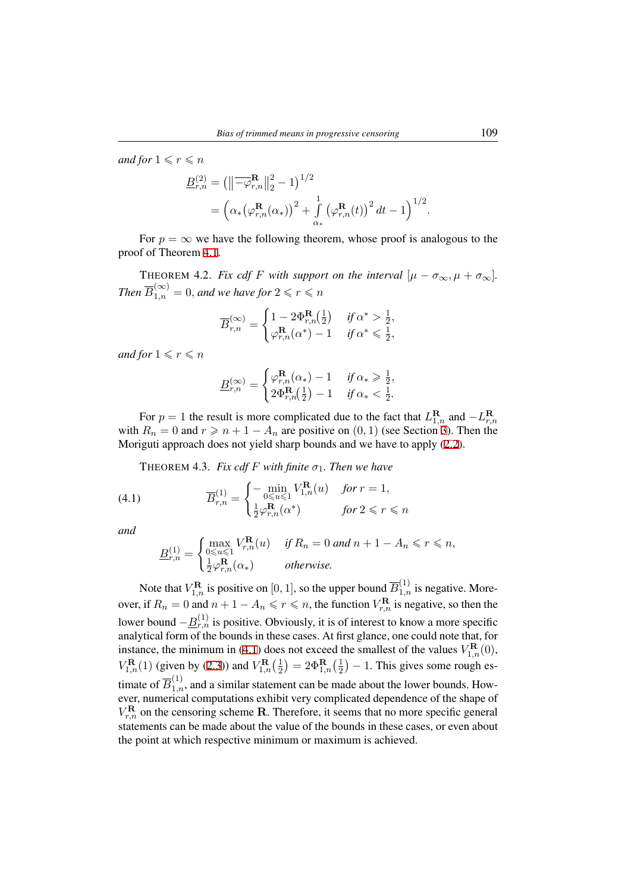*and for* $1 \leqslant r \leqslant n$

$$
\begin{aligned}
\underline{B}^{(2)}_{r,n} &= \left(\left\|\overline{-\varphi^{\mathbf{R}}_{r,n}}\right\|_2^2 - 1\right)^{1/2} \\
&= \left(\alpha_*\left(\varphi^{\mathbf{R}}_{r,n}(\alpha_*)\right)^2 + \int\limits_{\alpha_*}^{1}\left(\varphi^{\mathbf{R}}_{r,n}(t)\right)^2 dt - 1\right)^{1/2}.
\end{aligned}
$$

For $p = \infty$ we have the following theorem, whose proof is analogous to the proof of Theorem 4.1.

THEOREM 4.2. *Fix cdf $F$ with support on the interval $[\mu - \sigma_\infty, \mu + \sigma_\infty]$. Then* $\overline{B}^{(\infty)}_{1,n} = 0$, *and we have for* $2 \leqslant r \leqslant n$

$$
\overline{B}^{(\infty)}_{r,n} = \begin{cases} 1 - 2\Phi^{\mathbf{R}}_{r,n}\left(\frac{1}{2}\right) & \textit{if } \alpha^* > \frac{1}{2}, \\ \varphi^{\mathbf{R}}_{r,n}(\alpha^*) - 1 & \textit{if } \alpha^* \leqslant \frac{1}{2}, \end{cases}
$$

*and for* $1 \leqslant r \leqslant n$

$$
\underline{B}^{(\infty)}_{r,n} = \begin{cases} \varphi^{\mathbf{R}}_{r,n}(\alpha_*) - 1 & \textit{if } \alpha_* \geqslant \frac{1}{2}, \\ 2\Phi^{\mathbf{R}}_{r,n}\left(\frac{1}{2}\right) - 1 & \textit{if } \alpha_* < \frac{1}{2}. \end{cases}
$$

For $p = 1$ the result is more complicated due to the fact that $L^{\mathbf{R}}_{1,n}$ and $-L^{\mathbf{R}}_{r,n}$ with $R_n = 0$ and $r \geqslant n + 1 - A_n$ are positive on $(0, 1)$ (see Section 3). Then the Moriguti approach does not yield sharp bounds and we have to apply (2.2).

THEOREM 4.3. *Fix cdf $F$ with finite $\sigma_1$. Then we have*

$$
\overline{B}^{(1)}_{r,n} = \begin{cases} -\min\limits_{0 \leqslant u \leqslant 1} V^{\mathbf{R}}_{1,n}(u) & \textit{for } r = 1, \\ \frac{1}{2}\varphi^{\mathbf{R}}_{r,n}(\alpha^*) & \textit{for } 2 \leqslant r \leqslant n \end{cases} \tag{4.1}
$$

*and*

$$
\underline{B}^{(1)}_{r,n} = \begin{cases} \max\limits_{0 \leqslant u \leqslant 1} V^{\mathbf{R}}_{r,n}(u) & \textit{if } R_n = 0 \textit{ and } n + 1 - A_n \leqslant r \leqslant n, \\ \frac{1}{2}\varphi^{\mathbf{R}}_{r,n}(\alpha_*) & \textit{otherwise.} \end{cases}
$$

Note that $V^{\mathbf{R}}_{1,n}$ is positive on $[0, 1]$, so the upper bound $\overline{B}^{(1)}_{1,n}$ is negative. Moreover, if $R_n = 0$ and $n + 1 - A_n \leqslant r \leqslant n$, the function $V^{\mathbf{R}}_{r,n}$ is negative, so then the lower bound $-\underline{B}^{(1)}_{r,n}$ is positive. Obviously, it is of interest to know a more specific analytical form of the bounds in these cases. At first glance, one could note that, for instance, the minimum in (4.1) does not exceed the smallest of the values $V^{\mathbf{R}}_{1,n}(0)$, $V^{\mathbf{R}}_{1,n}(1)$ (given by (2.3)) and $V^{\mathbf{R}}_{1,n}\left(\frac{1}{2}\right) = 2\Phi^{\mathbf{R}}_{1,n}\left(\frac{1}{2}\right) - 1$. This gives some rough estimate of $\overline{B}^{(1)}_{1,n}$, and a similar statement can be made about the lower bounds. However, numerical computations exhibit very complicated dependence of the shape of $V^{\mathbf{R}}_{r,n}$ on the censoring scheme $\mathbf{R}$. Therefore, it seems that no more specific general statements can be made about the value of the bounds in these cases, or even about the point at which respective minimum or maximum is achieved.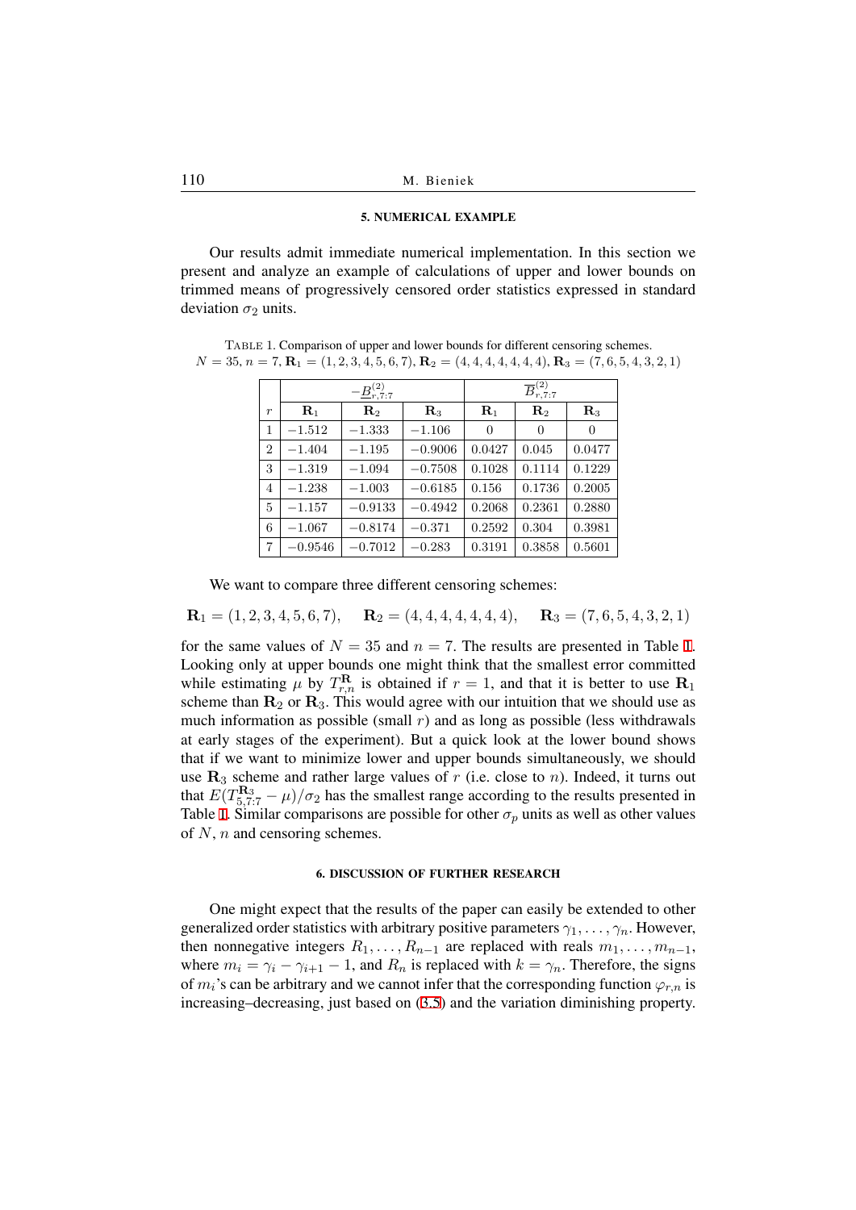## 5. NUMERICAL EXAMPLE

Our results admit immediate numerical implementation. In this section we present and analyze an example of calculations of upper and lower bounds on trimmed means of progressively censored order statistics expressed in standard deviation $\sigma_2$ units.

TABLE 1. Comparison of upper and lower bounds for different censoring schemes. $N = 35$, $n = 7$, $\mathbf{R}_1 = (1, 2, 3, 4, 5, 6, 7)$, $\mathbf{R}_2 = (4, 4, 4, 4, 4, 4, 4)$, $\mathbf{R}_3 = (7, 6, 5, 4, 3, 2, 1)$

| | $-\underline{B}^{(2)}_{r,7:7}$ | | | $\overline{B}^{(2)}_{r,7:7}$ | | |
|---|---|---|---|---|---|---|
| $r$ | $\mathbf{R}_1$ | $\mathbf{R}_2$ | $\mathbf{R}_3$ | $\mathbf{R}_1$ | $\mathbf{R}_2$ | $\mathbf{R}_3$ |
| 1 | $-1.512$ | $-1.333$ | $-1.106$ | 0 | 0 | 0 |
| 2 | $-1.404$ | $-1.195$ | $-0.9006$ | 0.0427 | 0.045 | 0.0477 |
| 3 | $-1.319$ | $-1.094$ | $-0.7508$ | 0.1028 | 0.1114 | 0.1229 |
| 4 | $-1.238$ | $-1.003$ | $-0.6185$ | 0.156 | 0.1736 | 0.2005 |
| 5 | $-1.157$ | $-0.9133$ | $-0.4942$ | 0.2068 | 0.2361 | 0.2880 |
| 6 | $-1.067$ | $-0.8174$ | $-0.371$ | 0.2592 | 0.304 | 0.3981 |
| 7 | $-0.9546$ | $-0.7012$ | $-0.283$ | 0.3191 | 0.3858 | 0.5601 |

We want to compare three different censoring schemes:

$$\mathbf{R}_1 = (1, 2, 3, 4, 5, 6, 7), \quad \mathbf{R}_2 = (4, 4, 4, 4, 4, 4, 4), \quad \mathbf{R}_3 = (7, 6, 5, 4, 3, 2, 1)$$

for the same values of $N = 35$ and $n = 7$. The results are presented in Table 1. Looking only at upper bounds one might think that the smallest error committed while estimating $\mu$ by $T^{\mathbf{R}}_{r,n}$ is obtained if $r = 1$, and that it is better to use $\mathbf{R}_1$ scheme than $\mathbf{R}_2$ or $\mathbf{R}_3$. This would agree with our intuition that we should use as much information as possible (small $r$) and as long as possible (less withdrawals at early stages of the experiment). But a quick look at the lower bound shows that if we want to minimize lower and upper bounds simultaneously, we should use $\mathbf{R}_3$ scheme and rather large values of $r$ (i.e. close to $n$). Indeed, it turns out that $E(T^{\mathbf{R}_3}_{5,7:7} - \mu)/\sigma_2$ has the smallest range according to the results presented in Table 1. Similar comparisons are possible for other $\sigma_p$ units as well as other values of $N$, $n$ and censoring schemes.

## 6. DISCUSSION OF FURTHER RESEARCH

One might expect that the results of the paper can easily be extended to other generalized order statistics with arbitrary positive parameters $\gamma_1, \ldots, \gamma_n$. However, then nonnegative integers $R_1, \ldots, R_{n-1}$ are replaced with reals $m_1, \ldots, m_{n-1}$, where $m_i = \gamma_i - \gamma_{i+1} - 1$, and $R_n$ is replaced with $k = \gamma_n$. Therefore, the signs of $m_i$'s can be arbitrary and we cannot infer that the corresponding function $\varphi_{r,n}$ is increasing–decreasing, just based on (3.5) and the variation diminishing property.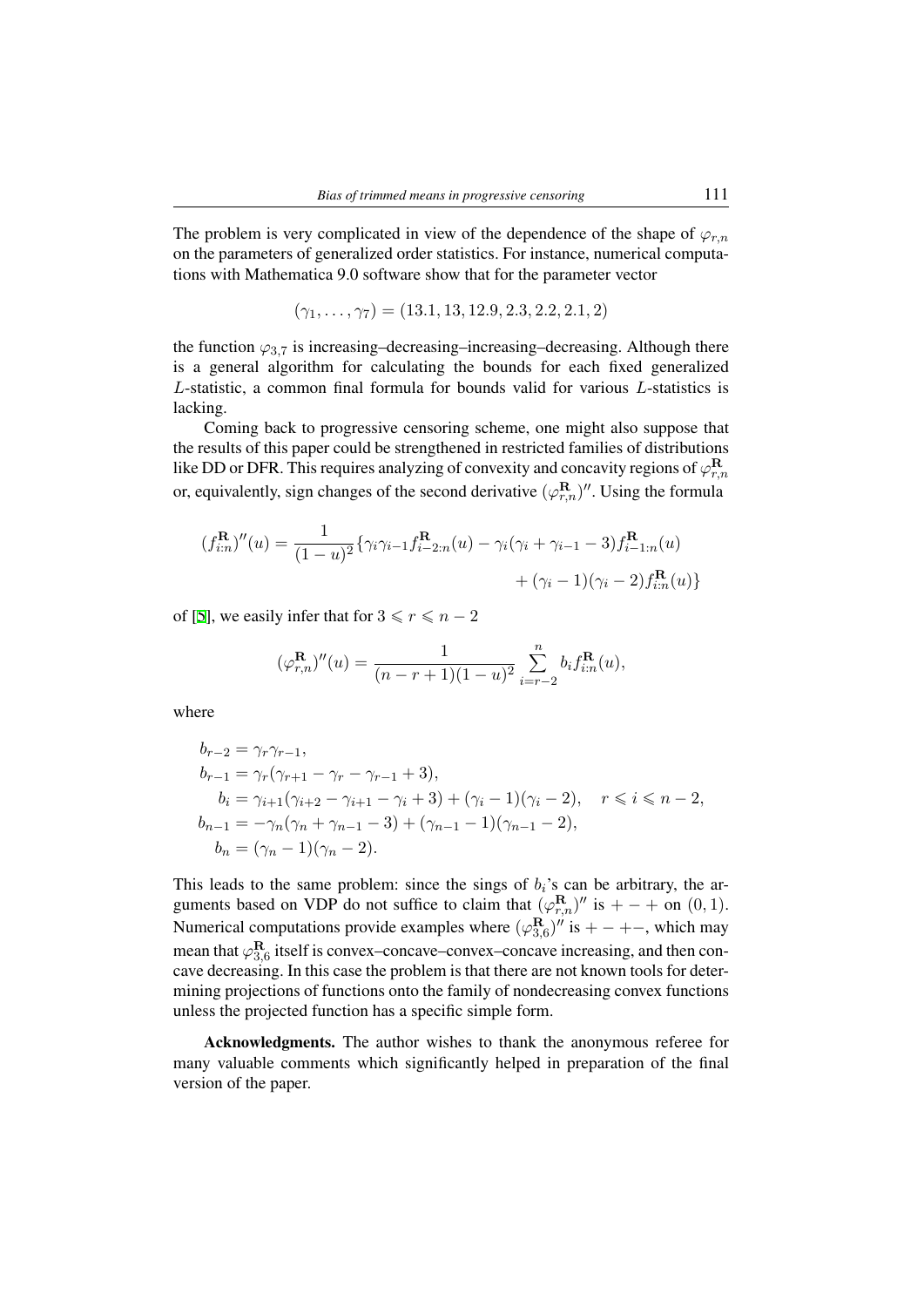The problem is very complicated in view of the dependence of the shape of $\varphi_{r,n}$ on the parameters of generalized order statistics. For instance, numerical computations with Mathematica 9.0 software show that for the parameter vector

$$(\gamma_1, \ldots, \gamma_7) = (13.1, 13, 12.9, 2.3, 2.2, 2.1, 2)$$

the function $\varphi_{3,7}$ is increasing–decreasing–increasing–decreasing. Although there is a general algorithm for calculating the bounds for each fixed generalized $L$-statistic, a common final formula for bounds valid for various $L$-statistics is lacking.

Coming back to progressive censoring scheme, one might also suppose that the results of this paper could be strengthened in restricted families of distributions like DD or DFR. This requires analyzing of convexity and concavity regions of $\varphi_{r,n}^{\mathbf{R}}$ or, equivalently, sign changes of the second derivative $(\varphi_{r,n}^{\mathbf{R}})''$. Using the formula

$$(f_{i:n}^{\mathbf{R}})''(u) = \frac{1}{(1-u)^2}\{\gamma_i\gamma_{i-1}f_{i-2:n}^{\mathbf{R}}(u) - \gamma_i(\gamma_i + \gamma_{i-1} - 3)f_{i-1:n}^{\mathbf{R}}(u) + (\gamma_i - 1)(\gamma_i - 2)f_{i:n}^{\mathbf{R}}(u)\}$$

of [5], we easily infer that for $3 \leqslant r \leqslant n-2$

$$(\varphi_{r,n}^{\mathbf{R}})''(u) = \frac{1}{(n-r+1)(1-u)^2}\sum_{i=r-2}^{n} b_i f_{i:n}^{\mathbf{R}}(u),$$

where

$$\begin{aligned}
b_{r-2} &= \gamma_r\gamma_{r-1}, \\
b_{r-1} &= \gamma_r(\gamma_{r+1} - \gamma_r - \gamma_{r-1} + 3), \\
b_i &= \gamma_{i+1}(\gamma_{i+2} - \gamma_{i+1} - \gamma_i + 3) + (\gamma_i - 1)(\gamma_i - 2), \quad r \leqslant i \leqslant n-2, \\
b_{n-1} &= -\gamma_n(\gamma_n + \gamma_{n-1} - 3) + (\gamma_{n-1} - 1)(\gamma_{n-1} - 2), \\
b_n &= (\gamma_n - 1)(\gamma_n - 2).
\end{aligned}$$

This leads to the same problem: since the sings of $b_i$'s can be arbitrary, the arguments based on VDP do not suffice to claim that $(\varphi_{r,n}^{\mathbf{R}})''$ is $+-+$ on $(0,1)$. Numerical computations provide examples where $(\varphi_{3,6}^{\mathbf{R}})''$ is $+-+-$, which may mean that $\varphi_{3,6}^{\mathbf{R}}$ itself is convex–concave–convex–concave increasing, and then concave decreasing. In this case the problem is that there are not known tools for determining projections of functions onto the family of nondecreasing convex functions unless the projected function has a specific simple form.

**Acknowledgments.** The author wishes to thank the anonymous referee for many valuable comments which significantly helped in preparation of the final version of the paper.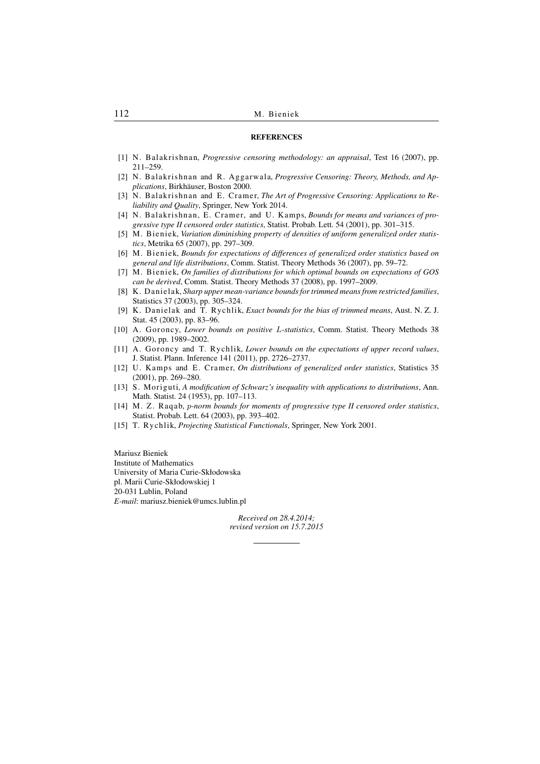**REFERENCES**

[1] N. Balakrishnan, *Progressive censoring methodology: an appraisal*, Test 16 (2007), pp. 211–259.

[2] N. Balakrishnan and R. Aggarwala, *Progressive Censoring: Theory, Methods, and Applications*, Birkhäuser, Boston 2000.

[3] N. Balakrishnan and E. Cramer, *The Art of Progressive Censoring: Applications to Reliability and Quality*, Springer, New York 2014.

[4] N. Balakrishnan, E. Cramer, and U. Kamps, *Bounds for means and variances of progressive type II censored order statistics*, Statist. Probab. Lett. 54 (2001), pp. 301–315.

[5] M. Bieniek, *Variation diminishing property of densities of uniform generalized order statistics*, Metrika 65 (2007), pp. 297–309.

[6] M. Bieniek, *Bounds for expectations of differences of generalized order statistics based on general and life distributions*, Comm. Statist. Theory Methods 36 (2007), pp. 59–72.

[7] M. Bieniek, *On families of distributions for which optimal bounds on expectations of GOS can be derived*, Comm. Statist. Theory Methods 37 (2008), pp. 1997–2009.

[8] K. Danielak, *Sharp upper mean-variance bounds for trimmed means from restricted families*, Statistics 37 (2003), pp. 305–324.

[9] K. Danielak and T. Rychlik, *Exact bounds for the bias of trimmed means*, Aust. N. Z. J. Stat. 45 (2003), pp. 83–96.

[10] A. Goroncy, *Lower bounds on positive L-statistics*, Comm. Statist. Theory Methods 38 (2009), pp. 1989–2002.

[11] A. Goroncy and T. Rychlik, *Lower bounds on the expectations of upper record values*, J. Statist. Plann. Inference 141 (2011), pp. 2726–2737.

[12] U. Kamps and E. Cramer, *On distributions of generalized order statistics*, Statistics 35 (2001), pp. 269–280.

[13] S. Moriguti, *A modification of Schwarz's inequality with applications to distributions*, Ann. Math. Statist. 24 (1953), pp. 107–113.

[14] M. Z. Raqab, *p-norm bounds for moments of progressive type II censored order statistics*, Statist. Probab. Lett. 64 (2003), pp. 393–402.

[15] T. Rychlik, *Projecting Statistical Functionals*, Springer, New York 2001.

Mariusz Bieniek
Institute of Mathematics
University of Maria Curie-Skłodowska
pl. Marii Curie-Skłodowskiej 1
20-031 Lublin, Poland
*E-mail*: mariusz.bieniek@umcs.lublin.pl

*Received on 28.4.2014;*
*revised version on 15.7.2015*